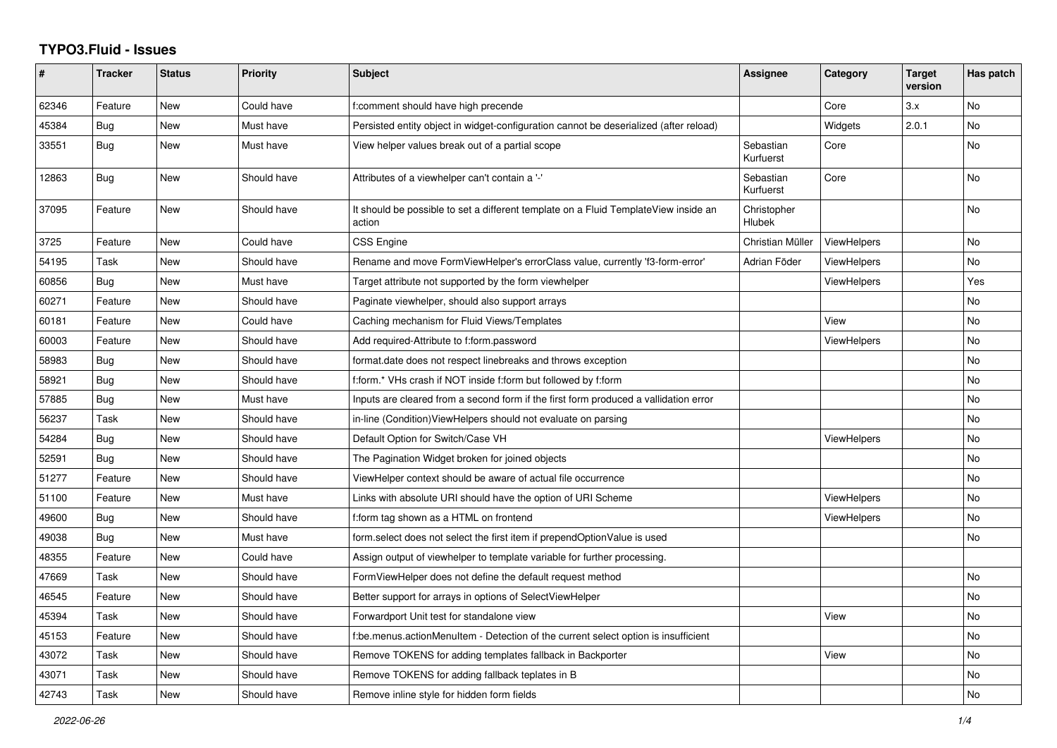# TYPO3.Fluid - Issues

| # | Tracker | Status | Priority | Subject | Assignee | Category | Target version | Has patch |
|---|---|---|---|---|---|---|---|---|
| 62346 | Feature | New | Could have | f:comment should have high precende | | Core | 3.x | No |
| 45384 | Bug | New | Must have | Persisted entity object in widget-configuration cannot be deserialized (after reload) | | Widgets | 2.0.1 | No |
| 33551 | Bug | New | Must have | View helper values break out of a partial scope | Sebastian Kurfuerst | Core | | No |
| 12863 | Bug | New | Should have | Attributes of a viewhelper can't contain a '-' | Sebastian Kurfuerst | Core | | No |
| 37095 | Feature | New | Should have | It should be possible to set a different template on a Fluid TemplateView inside an action | Christopher Hlubek | | | No |
| 3725 | Feature | New | Could have | CSS Engine | Christian Müller | ViewHelpers | | No |
| 54195 | Task | New | Should have | Rename and move FormViewHelper's errorClass value, currently 'f3-form-error' | Adrian Föder | ViewHelpers | | No |
| 60856 | Bug | New | Must have | Target attribute not supported by the form viewhelper | | ViewHelpers | | Yes |
| 60271 | Feature | New | Should have | Paginate viewhelper, should also support arrays | | | | No |
| 60181 | Feature | New | Could have | Caching mechanism for Fluid Views/Templates | | View | | No |
| 60003 | Feature | New | Should have | Add required-Attribute to f:form.password | | ViewHelpers | | No |
| 58983 | Bug | New | Should have | format.date does not respect linebreaks and throws exception | | | | No |
| 58921 | Bug | New | Should have | f:form.* VHs crash if NOT inside f:form but followed by f:form | | | | No |
| 57885 | Bug | New | Must have | Inputs are cleared from a second form if the first form produced a vallidation error | | | | No |
| 56237 | Task | New | Should have | in-line (Condition)ViewHelpers should not evaluate on parsing | | | | No |
| 54284 | Bug | New | Should have | Default Option for Switch/Case VH | | ViewHelpers | | No |
| 52591 | Bug | New | Should have | The Pagination Widget broken for joined objects | | | | No |
| 51277 | Feature | New | Should have | ViewHelper context should be aware of actual file occurrence | | | | No |
| 51100 | Feature | New | Must have | Links with absolute URI should have the option of URI Scheme | | ViewHelpers | | No |
| 49600 | Bug | New | Should have | f:form tag shown as a HTML on frontend | | ViewHelpers | | No |
| 49038 | Bug | New | Must have | form.select does not select the first item if prependOptionValue is used | | | | No |
| 48355 | Feature | New | Could have | Assign output of viewhelper to template variable for further processing. | | | | |
| 47669 | Task | New | Should have | FormViewHelper does not define the default request method | | | | No |
| 46545 | Feature | New | Should have | Better support for arrays in options of SelectViewHelper | | | | No |
| 45394 | Task | New | Should have | Forwardport Unit test for standalone view | | View | | No |
| 45153 | Feature | New | Should have | f:be.menus.actionMenuItem - Detection of the current select option is insufficient | | | | No |
| 43072 | Task | New | Should have | Remove TOKENS for adding templates fallback in Backporter | | View | | No |
| 43071 | Task | New | Should have | Remove TOKENS for adding fallback teplates in B | | | | No |
| 42743 | Task | New | Should have | Remove inline style for hidden form fields | | | | No |

*2022-06-26*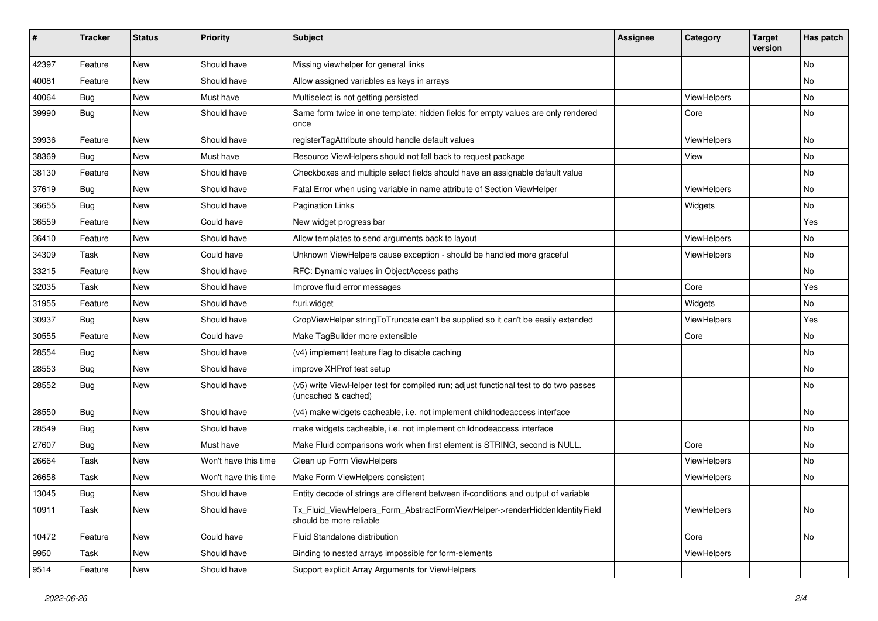| # | Tracker | Status | Priority | Subject | Assignee | Category | Target version | Has patch |
|---|---|---|---|---|---|---|---|---|
| 42397 | Feature | New | Should have | Missing viewhelper for general links | | | | No |
| 40081 | Feature | New | Should have | Allow assigned variables as keys in arrays | | | | No |
| 40064 | Bug | New | Must have | Multiselect is not getting persisted | | ViewHelpers | | No |
| 39990 | Bug | New | Should have | Same form twice in one template: hidden fields for empty values are only rendered once | | Core | | No |
| 39936 | Feature | New | Should have | registerTagAttribute should handle default values | | ViewHelpers | | No |
| 38369 | Bug | New | Must have | Resource ViewHelpers should not fall back to request package | | View | | No |
| 38130 | Feature | New | Should have | Checkboxes and multiple select fields should have an assignable default value | | | | No |
| 37619 | Bug | New | Should have | Fatal Error when using variable in name attribute of Section ViewHelper | | ViewHelpers | | No |
| 36655 | Bug | New | Should have | Pagination Links | | Widgets | | No |
| 36559 | Feature | New | Could have | New widget progress bar | | | | Yes |
| 36410 | Feature | New | Should have | Allow templates to send arguments back to layout | | ViewHelpers | | No |
| 34309 | Task | New | Could have | Unknown ViewHelpers cause exception - should be handled more graceful | | ViewHelpers | | No |
| 33215 | Feature | New | Should have | RFC: Dynamic values in ObjectAccess paths | | | | No |
| 32035 | Task | New | Should have | Improve fluid error messages | | Core | | Yes |
| 31955 | Feature | New | Should have | f:uri.widget | | Widgets | | No |
| 30937 | Bug | New | Should have | CropViewHelper stringToTruncate can't be supplied so it can't be easily extended | | ViewHelpers | | Yes |
| 30555 | Feature | New | Could have | Make TagBuilder more extensible | | Core | | No |
| 28554 | Bug | New | Should have | (v4) implement feature flag to disable caching | | | | No |
| 28553 | Bug | New | Should have | improve XHProf test setup | | | | No |
| 28552 | Bug | New | Should have | (v5) write ViewHelper test for compiled run; adjust functional test to do two passes (uncached & cached) | | | | No |
| 28550 | Bug | New | Should have | (v4) make widgets cacheable, i.e. not implement childnodeaccess interface | | | | No |
| 28549 | Bug | New | Should have | make widgets cacheable, i.e. not implement childnodeaccess interface | | | | No |
| 27607 | Bug | New | Must have | Make Fluid comparisons work when first element is STRING, second is NULL. | | Core | | No |
| 26664 | Task | New | Won't have this time | Clean up Form ViewHelpers | | ViewHelpers | | No |
| 26658 | Task | New | Won't have this time | Make Form ViewHelpers consistent | | ViewHelpers | | No |
| 13045 | Bug | New | Should have | Entity decode of strings are different between if-conditions and output of variable | | | | |
| 10911 | Task | New | Should have | Tx_Fluid_ViewHelpers_Form_AbstractFormViewHelper->renderHiddenIdentityField should be more reliable | | ViewHelpers | | No |
| 10472 | Feature | New | Could have | Fluid Standalone distribution | | Core | | No |
| 9950 | Task | New | Should have | Binding to nested arrays impossible for form-elements | | ViewHelpers | | |
| 9514 | Feature | New | Should have | Support explicit Array Arguments for ViewHelpers | | | | |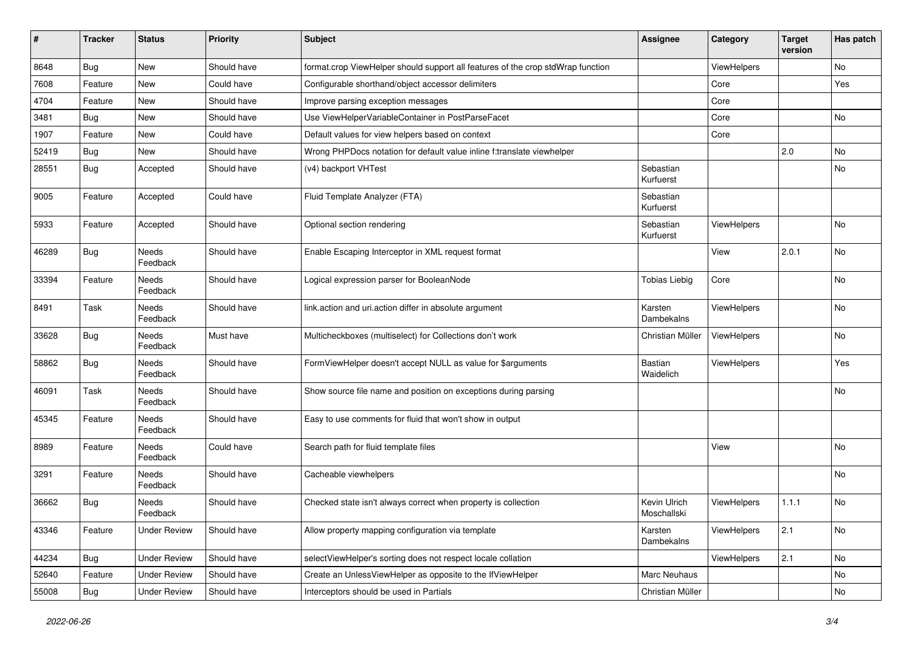| # | Tracker | Status | Priority | Subject | Assignee | Category | Target version | Has patch |
|---|---|---|---|---|---|---|---|---|
| 8648 | Bug | New | Should have | format.crop ViewHelper should support all features of the crop stdWrap function | | ViewHelpers | | No |
| 7608 | Feature | New | Could have | Configurable shorthand/object accessor delimiters | | Core | | Yes |
| 4704 | Feature | New | Should have | Improve parsing exception messages | | Core | | |
| 3481 | Bug | New | Should have | Use ViewHelperVariableContainer in PostParseFacet | | Core | | No |
| 1907 | Feature | New | Could have | Default values for view helpers based on context | | Core | | |
| 52419 | Bug | New | Should have | Wrong PHPDocs notation for default value inline f:translate viewhelper | | | 2.0 | No |
| 28551 | Bug | Accepted | Should have | (v4) backport VHTest | Sebastian Kurfuerst | | | No |
| 9005 | Feature | Accepted | Could have | Fluid Template Analyzer (FTA) | Sebastian Kurfuerst | | | |
| 5933 | Feature | Accepted | Should have | Optional section rendering | Sebastian Kurfuerst | ViewHelpers | | No |
| 46289 | Bug | Needs Feedback | Should have | Enable Escaping Interceptor in XML request format | | View | 2.0.1 | No |
| 33394 | Feature | Needs Feedback | Should have | Logical expression parser for BooleanNode | Tobias Liebig | Core | | No |
| 8491 | Task | Needs Feedback | Should have | link.action and uri.action differ in absolute argument | Karsten Dambekalns | ViewHelpers | | No |
| 33628 | Bug | Needs Feedback | Must have | Multicheckboxes (multiselect) for Collections don't work | Christian Müller | ViewHelpers | | No |
| 58862 | Bug | Needs Feedback | Should have | FormViewHelper doesn't accept NULL as value for $arguments | Bastian Waidelich | ViewHelpers | | Yes |
| 46091 | Task | Needs Feedback | Should have | Show source file name and position on exceptions during parsing | | | | No |
| 45345 | Feature | Needs Feedback | Should have | Easy to use comments for fluid that won't show in output | | | | |
| 8989 | Feature | Needs Feedback | Could have | Search path for fluid template files | | View | | No |
| 3291 | Feature | Needs Feedback | Should have | Cacheable viewhelpers | | | | No |
| 36662 | Bug | Needs Feedback | Should have | Checked state isn't always correct when property is collection | Kevin Ulrich Moschallski | ViewHelpers | 1.1.1 | No |
| 43346 | Feature | Under Review | Should have | Allow property mapping configuration via template | Karsten Dambekalns | ViewHelpers | 2.1 | No |
| 44234 | Bug | Under Review | Should have | selectViewHelper's sorting does not respect locale collation | | ViewHelpers | 2.1 | No |
| 52640 | Feature | Under Review | Should have | Create an UnlessViewHelper as opposite to the IfViewHelper | Marc Neuhaus | | | No |
| 55008 | Bug | Under Review | Should have | Interceptors should be used in Partials | Christian Müller | | | No |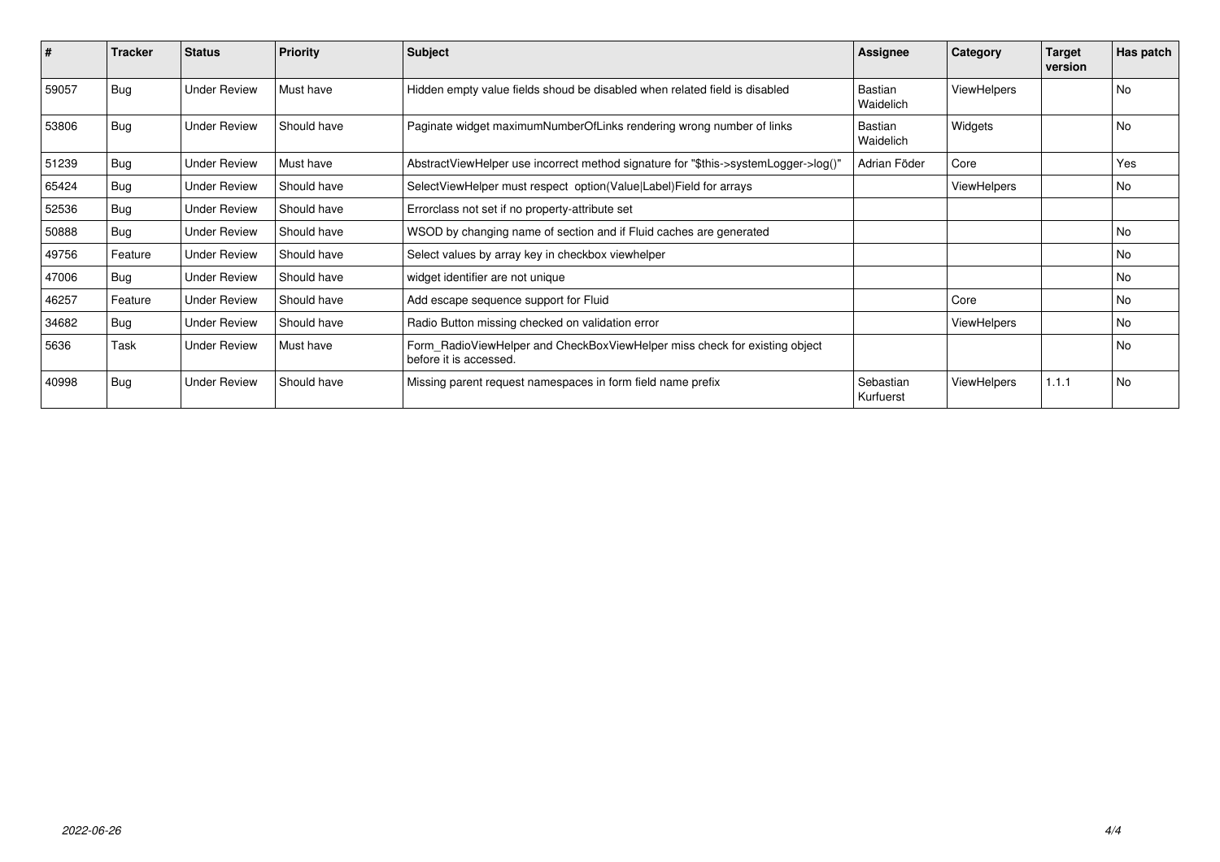| # | Tracker | Status | Priority | Subject | Assignee | Category | Target version | Has patch |
|---|---|---|---|---|---|---|---|---|
| 59057 | Bug | Under Review | Must have | Hidden empty value fields shoud be disabled when related field is disabled | Bastian Waidelich | ViewHelpers | | No |
| 53806 | Bug | Under Review | Should have | Paginate widget maximumNumberOfLinks rendering wrong number of links | Bastian Waidelich | Widgets | | No |
| 51239 | Bug | Under Review | Must have | AbstractViewHelper use incorrect method signature for "$this->systemLogger->log()" | Adrian Föder | Core | | Yes |
| 65424 | Bug | Under Review | Should have | SelectViewHelper must respect option(Value\|Label)Field for arrays | | ViewHelpers | | No |
| 52536 | Bug | Under Review | Should have | Errorclass not set if no property-attribute set | | | | |
| 50888 | Bug | Under Review | Should have | WSOD by changing name of section and if Fluid caches are generated | | | | No |
| 49756 | Feature | Under Review | Should have | Select values by array key in checkbox viewhelper | | | | No |
| 47006 | Bug | Under Review | Should have | widget identifier are not unique | | | | No |
| 46257 | Feature | Under Review | Should have | Add escape sequence support for Fluid | | Core | | No |
| 34682 | Bug | Under Review | Should have | Radio Button missing checked on validation error | | ViewHelpers | | No |
| 5636 | Task | Under Review | Must have | Form_RadioViewHelper and CheckBoxViewHelper miss check for existing object before it is accessed. | | | | No |
| 40998 | Bug | Under Review | Should have | Missing parent request namespaces in form field name prefix | Sebastian Kurfuerst | ViewHelpers | 1.1.1 | No |